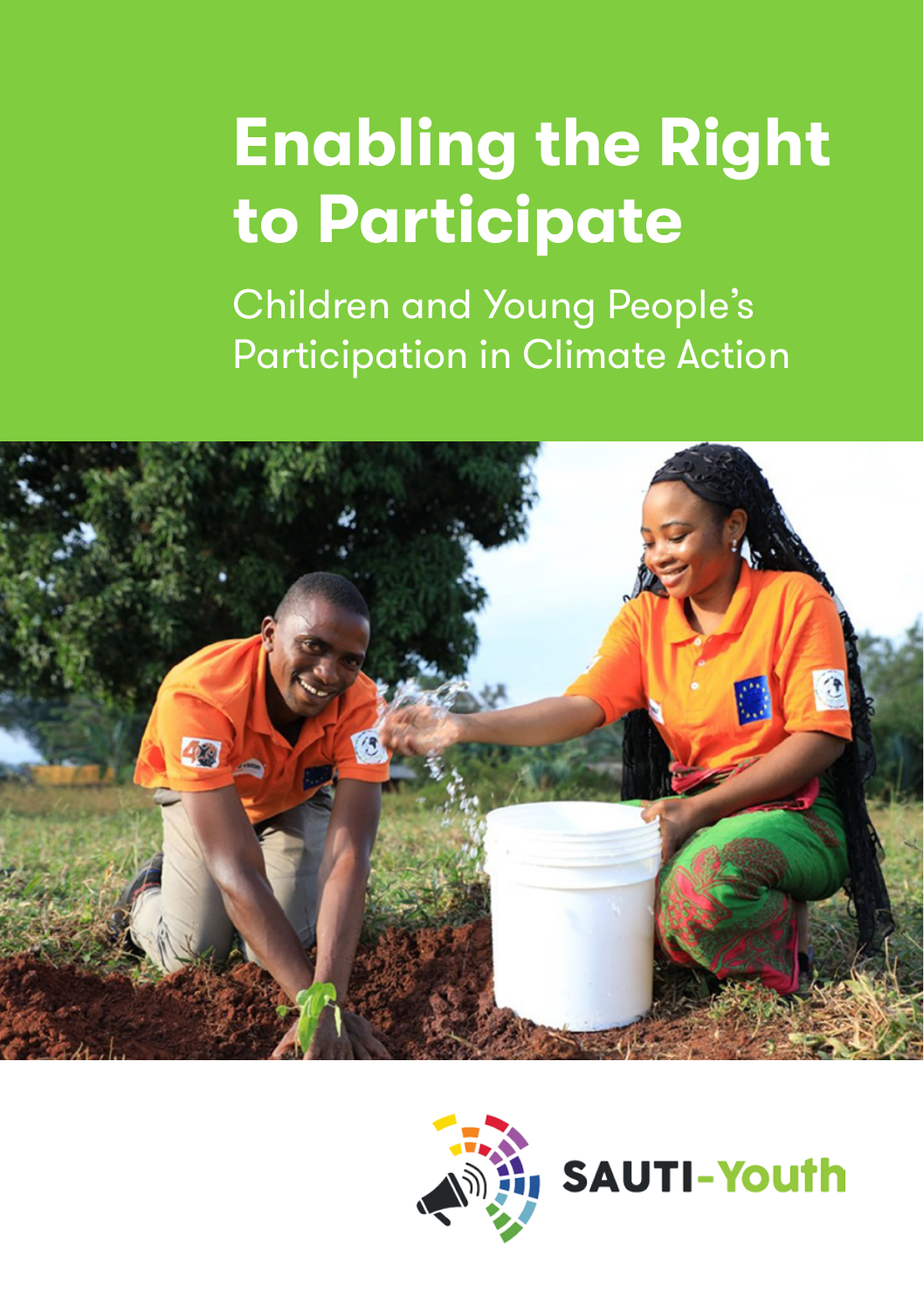# Enabling the Right to Participate

Children and Young People's Participation in Climate Action

SAUTI-Youth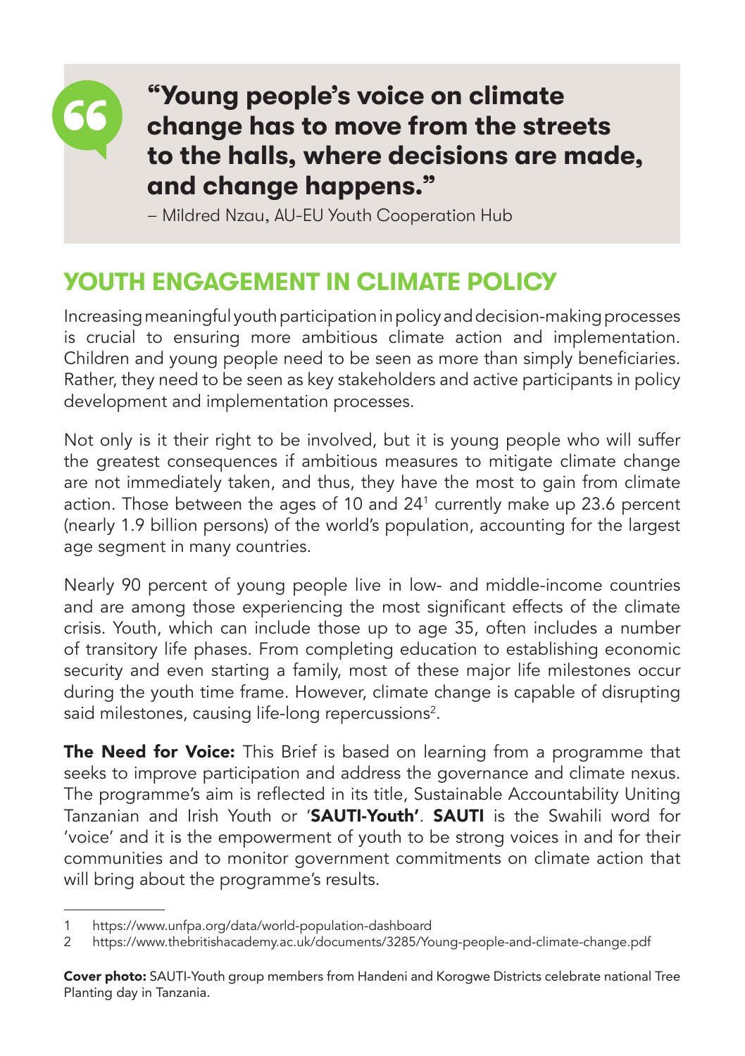> **"Young people's voice on climate change has to move from the streets to the halls, where decisions are made, and change happens."**
>
> – Mildred Nzau, AU-EU Youth Cooperation Hub

## YOUTH ENGAGEMENT IN CLIMATE POLICY

Increasing meaningful youth participation in policy and decision-making processes is crucial to ensuring more ambitious climate action and implementation. Children and young people need to be seen as more than simply beneficiaries. Rather, they need to be seen as key stakeholders and active participants in policy development and implementation processes.

Not only is it their right to be involved, but it is young people who will suffer the greatest consequences if ambitious measures to mitigate climate change are not immediately taken, and thus, they have the most to gain from climate action. Those between the ages of 10 and 24[1] currently make up 23.6 percent (nearly 1.9 billion persons) of the world's population, accounting for the largest age segment in many countries.

Nearly 90 percent of young people live in low- and middle-income countries and are among those experiencing the most significant effects of the climate crisis. Youth, which can include those up to age 35, often includes a number of transitory life phases. From completing education to establishing economic security and even starting a family, most of these major life milestones occur during the youth time frame. However, climate change is capable of disrupting said milestones, causing life-long repercussions[2].

**The Need for Voice:** This Brief is based on learning from a programme that seeks to improve participation and address the governance and climate nexus. The programme's aim is reflected in its title, Sustainable Accountability Uniting Tanzanian and Irish Youth or '**SAUTI-Youth**'. **SAUTI** is the Swahili word for 'voice' and it is the empowerment of youth to be strong voices in and for their communities and to monitor government commitments on climate action that will bring about the programme's results.

---

1 https://www.unfpa.org/data/world-population-dashboard

2 https://www.thebritishacademy.ac.uk/documents/3285/Young-people-and-climate-change.pdf

**Cover photo:** SAUTI-Youth group members from Handeni and Korogwe Districts celebrate national Tree Planting day in Tanzania.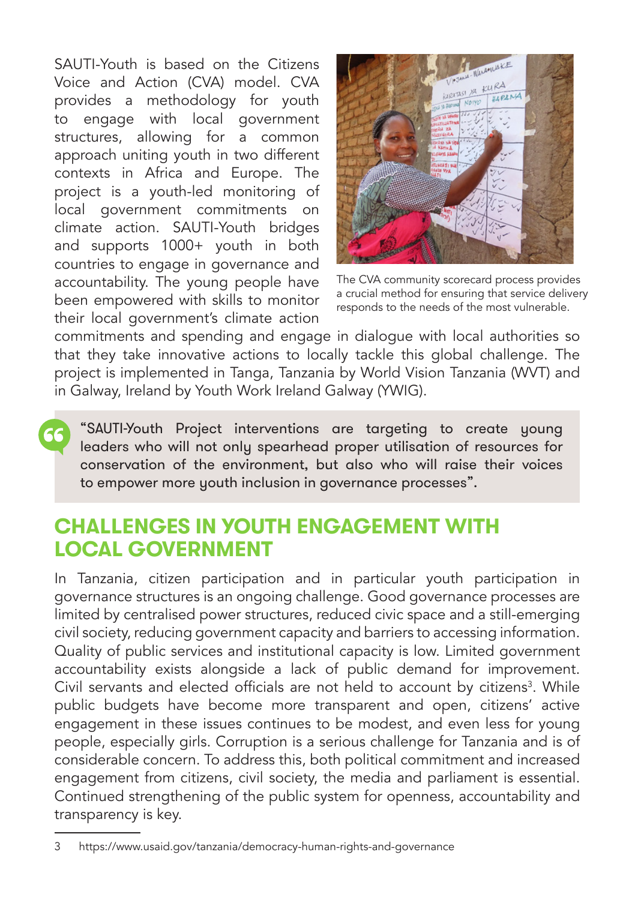SAUTI-Youth is based on the Citizens Voice and Action (CVA) model. CVA provides a methodology for youth to engage with local government structures, allowing for a common approach uniting youth in two different contexts in Africa and Europe. The project is a youth-led monitoring of local government commitments on climate action. SAUTI-Youth bridges and supports 1000+ youth in both countries to engage in governance and accountability. The young people have been empowered with skills to monitor their local government's climate action commitments and spending and engage in dialogue with local authorities so that they take innovative actions to locally tackle this global challenge. The project is implemented in Tanga, Tanzania by World Vision Tanzania (WVT) and in Galway, Ireland by Youth Work Ireland Galway (YWIG).

The CVA community scorecard process provides a crucial method for ensuring that service delivery responds to the needs of the most vulnerable.

> "SAUTI-Youth Project interventions are targeting to create young leaders who will not only spearhead proper utilisation of resources for conservation of the environment, but also who will raise their voices to empower more youth inclusion in governance processes".

## CHALLENGES IN YOUTH ENGAGEMENT WITH LOCAL GOVERNMENT

In Tanzania, citizen participation and in particular youth participation in governance structures is an ongoing challenge. Good governance processes are limited by centralised power structures, reduced civic space and a still-emerging civil society, reducing government capacity and barriers to accessing information. Quality of public services and institutional capacity is low. Limited government accountability exists alongside a lack of public demand for improvement. Civil servants and elected officials are not held to account by citizens[3]. While public budgets have become more transparent and open, citizens' active engagement in these issues continues to be modest, and even less for young people, especially girls. Corruption is a serious challenge for Tanzania and is of considerable concern. To address this, both political commitment and increased engagement from citizens, civil society, the media and parliament is essential. Continued strengthening of the public system for openness, accountability and transparency is key.

3 https://www.usaid.gov/tanzania/democracy-human-rights-and-governance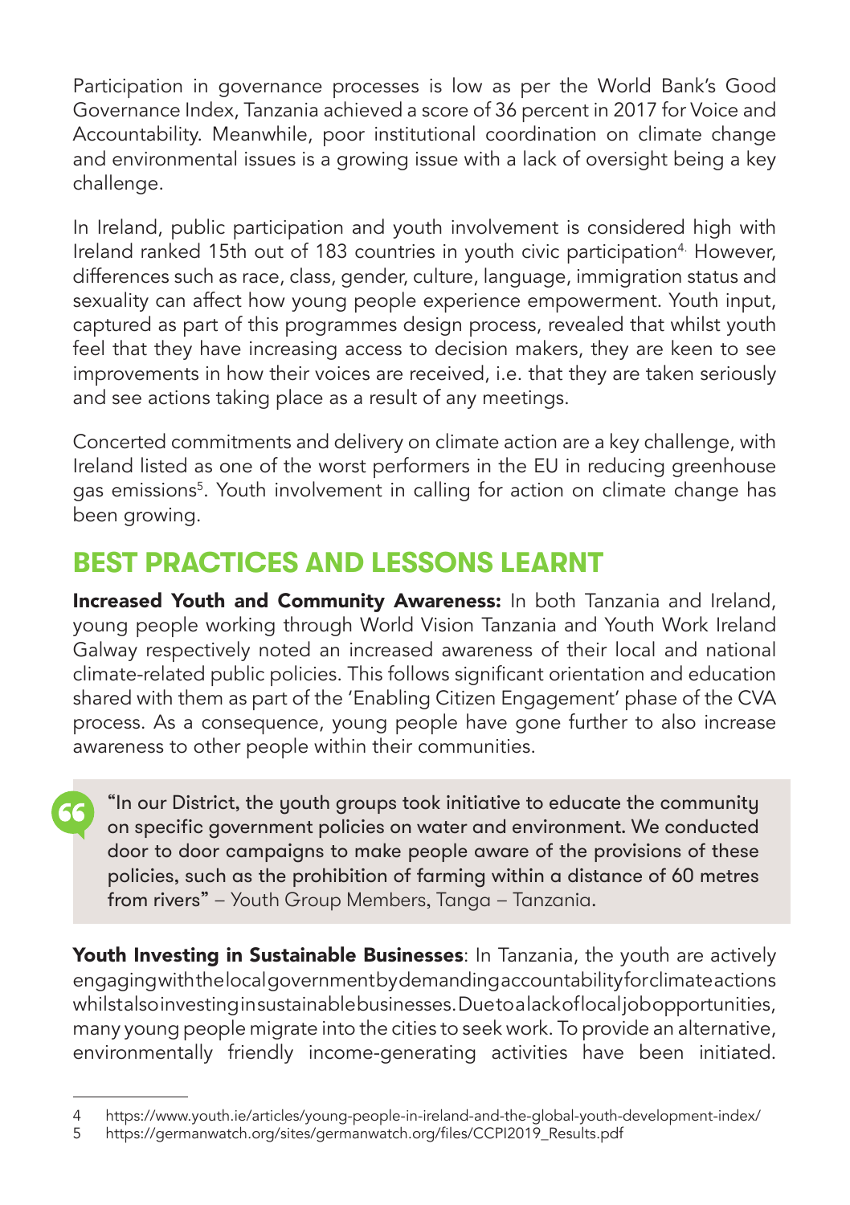Participation in governance processes is low as per the World Bank's Good Governance Index, Tanzania achieved a score of 36 percent in 2017 for Voice and Accountability. Meanwhile, poor institutional coordination on climate change and environmental issues is a growing issue with a lack of oversight being a key challenge.

In Ireland, public participation and youth involvement is considered high with Ireland ranked 15th out of 183 countries in youth civic participation[4]. However, differences such as race, class, gender, culture, language, immigration status and sexuality can affect how young people experience empowerment. Youth input, captured as part of this programmes design process, revealed that whilst youth feel that they have increasing access to decision makers, they are keen to see improvements in how their voices are received, i.e. that they are taken seriously and see actions taking place as a result of any meetings.

Concerted commitments and delivery on climate action are a key challenge, with Ireland listed as one of the worst performers in the EU in reducing greenhouse gas emissions[5]. Youth involvement in calling for action on climate change has been growing.

## BEST PRACTICES AND LESSONS LEARNT

**Increased Youth and Community Awareness:** In both Tanzania and Ireland, young people working through World Vision Tanzania and Youth Work Ireland Galway respectively noted an increased awareness of their local and national climate-related public policies. This follows significant orientation and education shared with them as part of the 'Enabling Citizen Engagement' phase of the CVA process. As a consequence, young people have gone further to also increase awareness to other people within their communities.

> "In our District, the youth groups took initiative to educate the community on specific government policies on water and environment. We conducted door to door campaigns to make people aware of the provisions of these policies, such as the prohibition of farming within a distance of 60 metres from rivers" – Youth Group Members, Tanga – Tanzania.

**Youth Investing in Sustainable Businesses**: In Tanzania, the youth are actively engaging with the local government by demanding accountability for climate actions whilst also investing in sustainable businesses. Due to a lack of local job opportunities, many young people migrate into the cities to seek work. To provide an alternative, environmentally friendly income-generating activities have been initiated.

---

4 https://www.youth.ie/articles/young-people-in-ireland-and-the-global-youth-development-index/

5 https://germanwatch.org/sites/germanwatch.org/files/CCPI2019_Results.pdf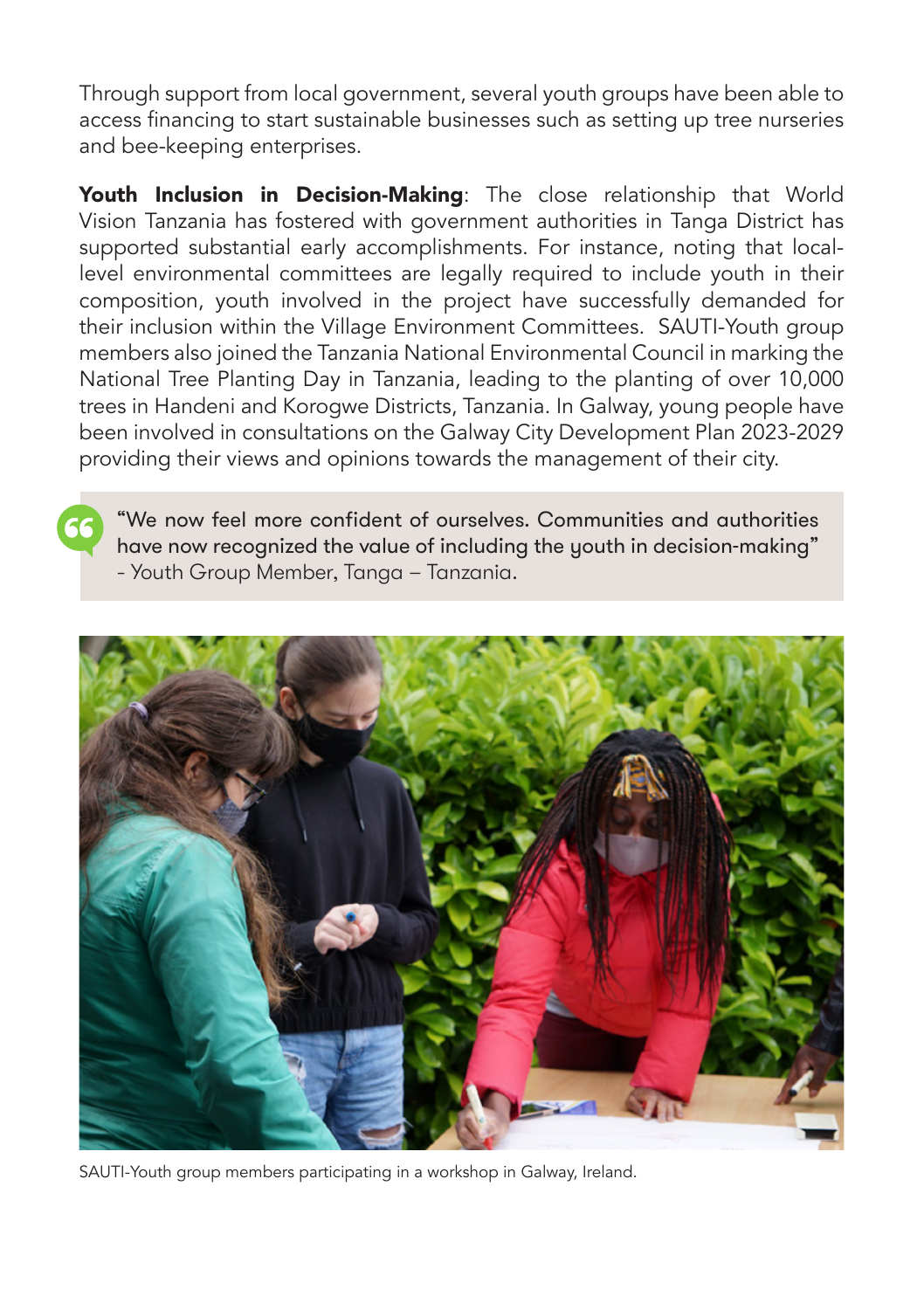Through support from local government, several youth groups have been able to access financing to start sustainable businesses such as setting up tree nurseries and bee-keeping enterprises.

**Youth Inclusion in Decision-Making**: The close relationship that World Vision Tanzania has fostered with government authorities in Tanga District has supported substantial early accomplishments. For instance, noting that local-level environmental committees are legally required to include youth in their composition, youth involved in the project have successfully demanded for their inclusion within the Village Environment Committees. SAUTI-Youth group members also joined the Tanzania National Environmental Council in marking the National Tree Planting Day in Tanzania, leading to the planting of over 10,000 trees in Handeni and Korogwe Districts, Tanzania. In Galway, young people have been involved in consultations on the Galway City Development Plan 2023-2029 providing their views and opinions towards the management of their city.

> "We now feel more confident of ourselves. Communities and authorities have now recognized the value of including the youth in decision-making"
> - Youth Group Member, Tanga – Tanzania.

SAUTI-Youth group members participating in a workshop in Galway, Ireland.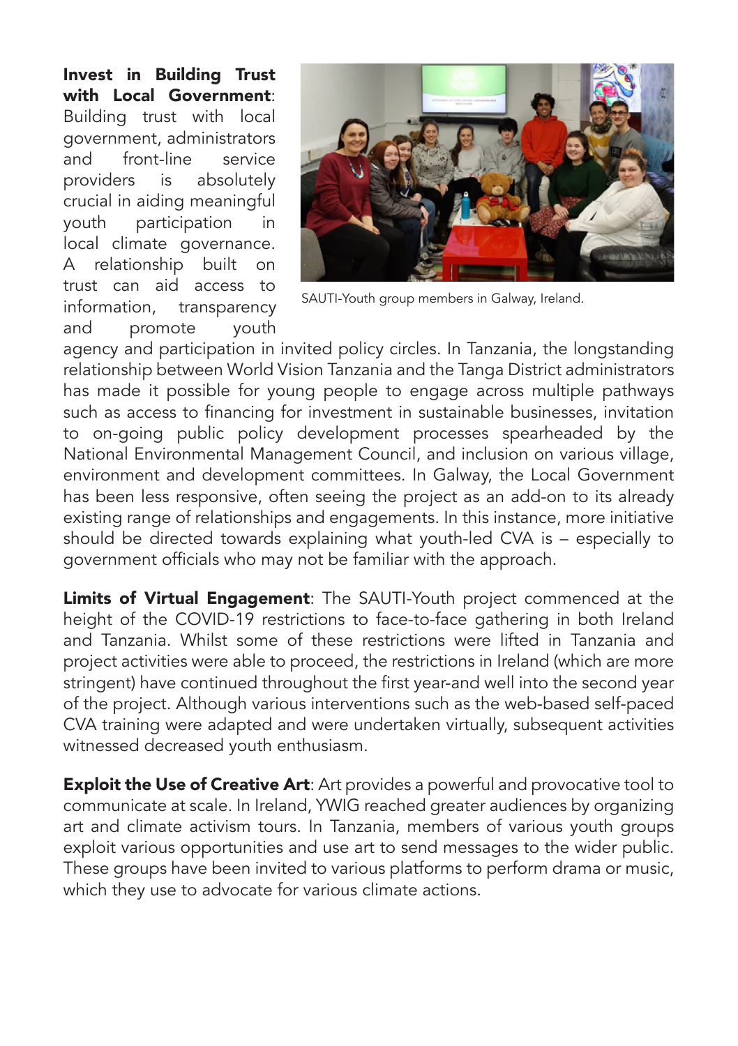**Invest in Building Trust with Local Government**: Building trust with local government, administrators and front-line service providers is absolutely crucial in aiding meaningful youth participation in local climate governance. A relationship built on trust can aid access to information, transparency and promote youth agency and participation in invited policy circles. In Tanzania, the longstanding relationship between World Vision Tanzania and the Tanga District administrators has made it possible for young people to engage across multiple pathways such as access to financing for investment in sustainable businesses, invitation to on-going public policy development processes spearheaded by the National Environmental Management Council, and inclusion on various village, environment and development committees. In Galway, the Local Government has been less responsive, often seeing the project as an add-on to its already existing range of relationships and engagements. In this instance, more initiative should be directed towards explaining what youth-led CVA is – especially to government officials who may not be familiar with the approach.

SAUTI-Youth group members in Galway, Ireland.

**Limits of Virtual Engagement**: The SAUTI-Youth project commenced at the height of the COVID-19 restrictions to face-to-face gathering in both Ireland and Tanzania. Whilst some of these restrictions were lifted in Tanzania and project activities were able to proceed, the restrictions in Ireland (which are more stringent) have continued throughout the first year-and well into the second year of the project. Although various interventions such as the web-based self-paced CVA training were adapted and were undertaken virtually, subsequent activities witnessed decreased youth enthusiasm.

**Exploit the Use of Creative Art**: Art provides a powerful and provocative tool to communicate at scale. In Ireland, YWIG reached greater audiences by organizing art and climate activism tours. In Tanzania, members of various youth groups exploit various opportunities and use art to send messages to the wider public. These groups have been invited to various platforms to perform drama or music, which they use to advocate for various climate actions.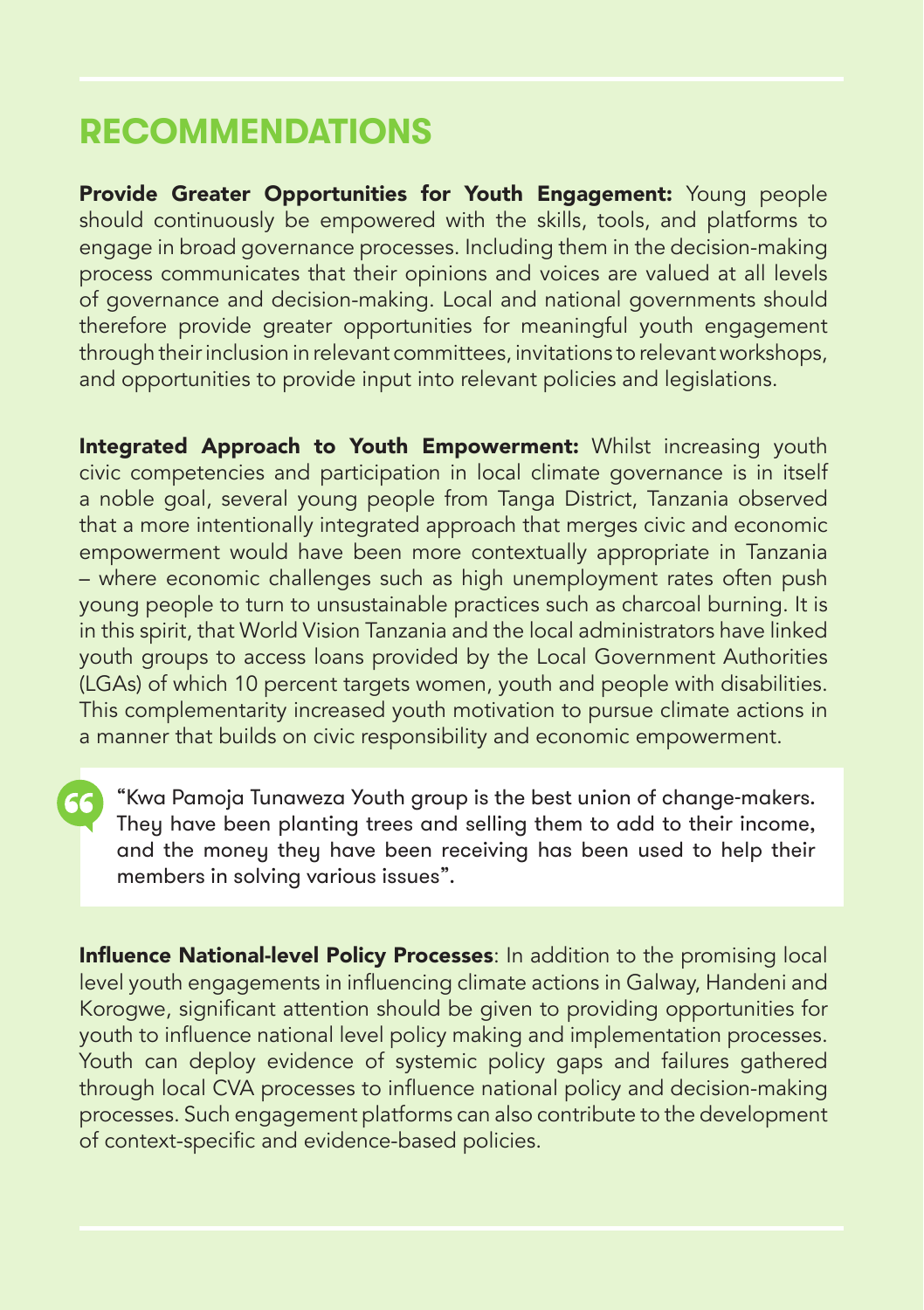## RECOMMENDATIONS

**Provide Greater Opportunities for Youth Engagement:** Young people should continuously be empowered with the skills, tools, and platforms to engage in broad governance processes. Including them in the decision-making process communicates that their opinions and voices are valued at all levels of governance and decision-making. Local and national governments should therefore provide greater opportunities for meaningful youth engagement through their inclusion in relevant committees, invitations to relevant workshops, and opportunities to provide input into relevant policies and legislations.

**Integrated Approach to Youth Empowerment:** Whilst increasing youth civic competencies and participation in local climate governance is in itself a noble goal, several young people from Tanga District, Tanzania observed that a more intentionally integrated approach that merges civic and economic empowerment would have been more contextually appropriate in Tanzania – where economic challenges such as high unemployment rates often push young people to turn to unsustainable practices such as charcoal burning. It is in this spirit, that World Vision Tanzania and the local administrators have linked youth groups to access loans provided by the Local Government Authorities (LGAs) of which 10 percent targets women, youth and people with disabilities. This complementarity increased youth motivation to pursue climate actions in a manner that builds on civic responsibility and economic empowerment.

> "Kwa Pamoja Tunaweza Youth group is the best union of change-makers. They have been planting trees and selling them to add to their income, and the money they have been receiving has been used to help their members in solving various issues".

**Influence National-level Policy Processes**: In addition to the promising local level youth engagements in influencing climate actions in Galway, Handeni and Korogwe, significant attention should be given to providing opportunities for youth to influence national level policy making and implementation processes. Youth can deploy evidence of systemic policy gaps and failures gathered through local CVA processes to influence national policy and decision-making processes. Such engagement platforms can also contribute to the development of context-specific and evidence-based policies.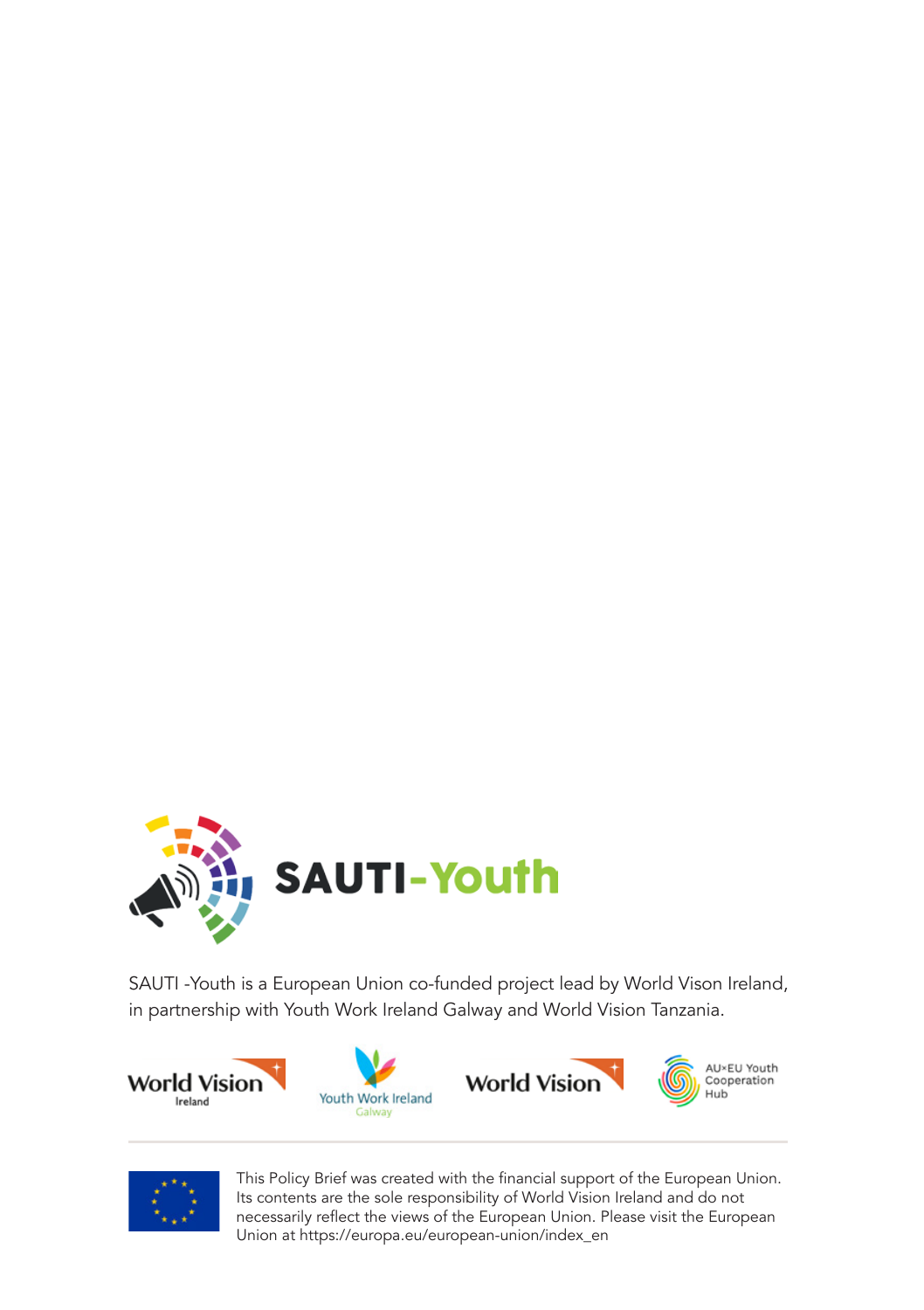SAUTI-Youth

SAUTI -Youth is a European Union co-funded project lead by World Vison Ireland, in partnership with Youth Work Ireland Galway and World Vision Tanzania.

World Vision Ireland

Youth Work Ireland Galway

World Vision

AU-EU Youth Cooperation Hub

This Policy Brief was created with the financial support of the European Union. Its contents are the sole responsibility of World Vision Ireland and do not necessarily reflect the views of the European Union. Please visit the European Union at https://europa.eu/european-union/index_en